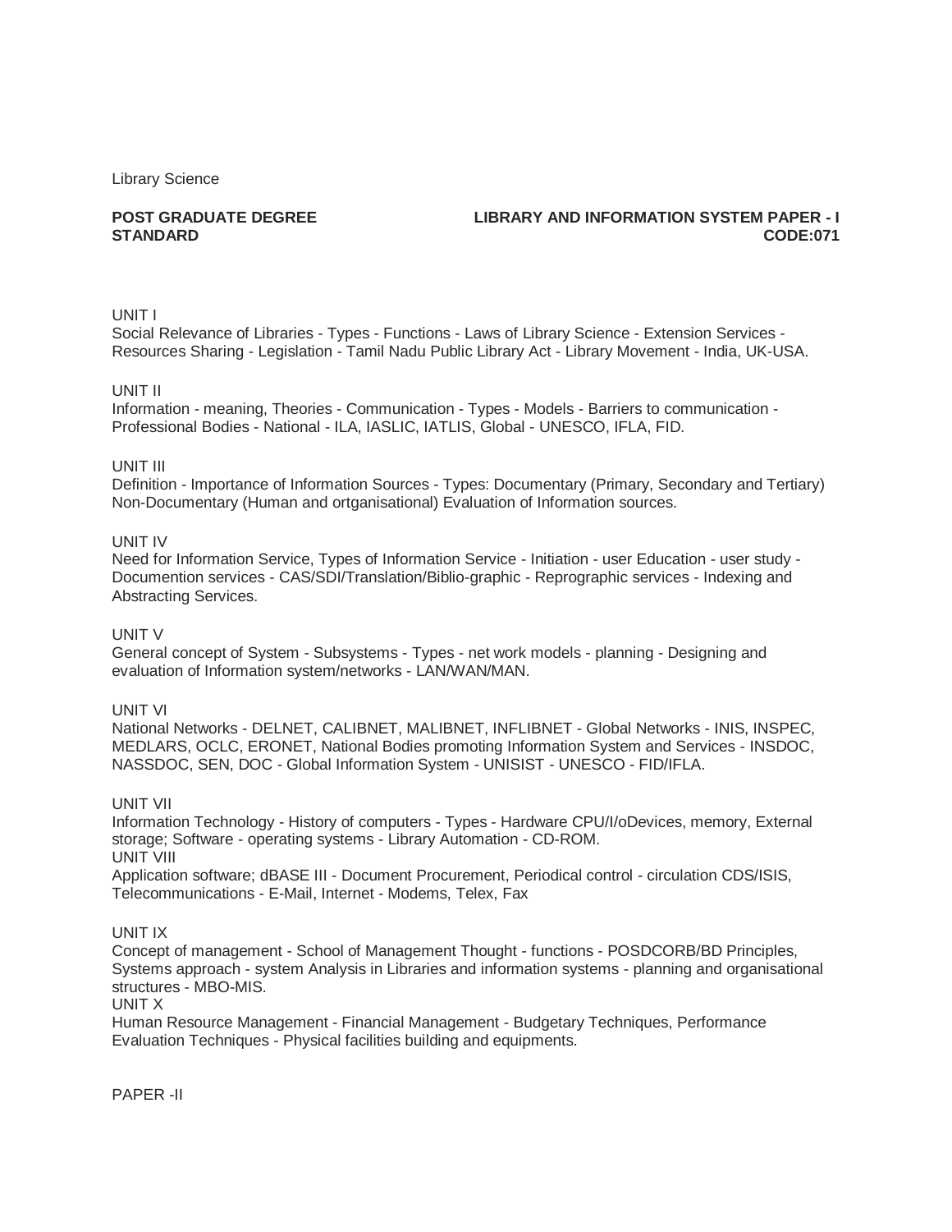Library Science

**POST GRADUATE DEGREE STANDARD**

**LIBRARY AND INFORMATION SYSTEM PAPER - I**
**CODE:071**

UNIT I

Social Relevance of Libraries - Types - Functions - Laws of Library Science - Extension Services - Resources Sharing - Legislation - Tamil Nadu Public Library Act - Library Movement - India, UK-USA.

UNIT II

Information - meaning, Theories - Communication - Types - Models - Barriers to communication - Professional Bodies - National - ILA, IASLIC, IATLIS, Global - UNESCO, IFLA, FID.

UNIT III

Definition - Importance of Information Sources - Types: Documentary (Primary, Secondary and Tertiary) Non-Documentary (Human and ortganisational) Evaluation of Information sources.

UNIT IV

Need for Information Service, Types of Information Service - Initiation - user Education - user study - Documention services - CAS/SDI/Translation/Biblio-graphic - Reprographic services - Indexing and Abstracting Services.

UNIT V

General concept of System - Subsystems - Types - net work models - planning - Designing and evaluation of Information system/networks - LAN/WAN/MAN.

UNIT VI

National Networks - DELNET, CALIBNET, MALIBNET, INFLIBNET - Global Networks - INIS, INSPEC, MEDLARS, OCLC, ERONET, National Bodies promoting Information System and Services - INSDOC, NASSDOC, SEN, DOC - Global Information System - UNISIST - UNESCO - FID/IFLA.

UNIT VII

Information Technology - History of computers - Types - Hardware CPU/I/oDevices, memory, External storage; Software - operating systems - Library Automation - CD-ROM.

UNIT VIII

Application software; dBASE III - Document Procurement, Periodical control - circulation CDS/ISIS, Telecommunications - E-Mail, Internet - Modems, Telex, Fax

UNIT IX

Concept of management - School of Management Thought - functions - POSDCORB/BD Principles, Systems approach - system Analysis in Libraries and information systems - planning and organisational structures - MBO-MIS.

UNIT X

Human Resource Management - Financial Management - Budgetary Techniques, Performance Evaluation Techniques - Physical facilities building and equipments.

PAPER -II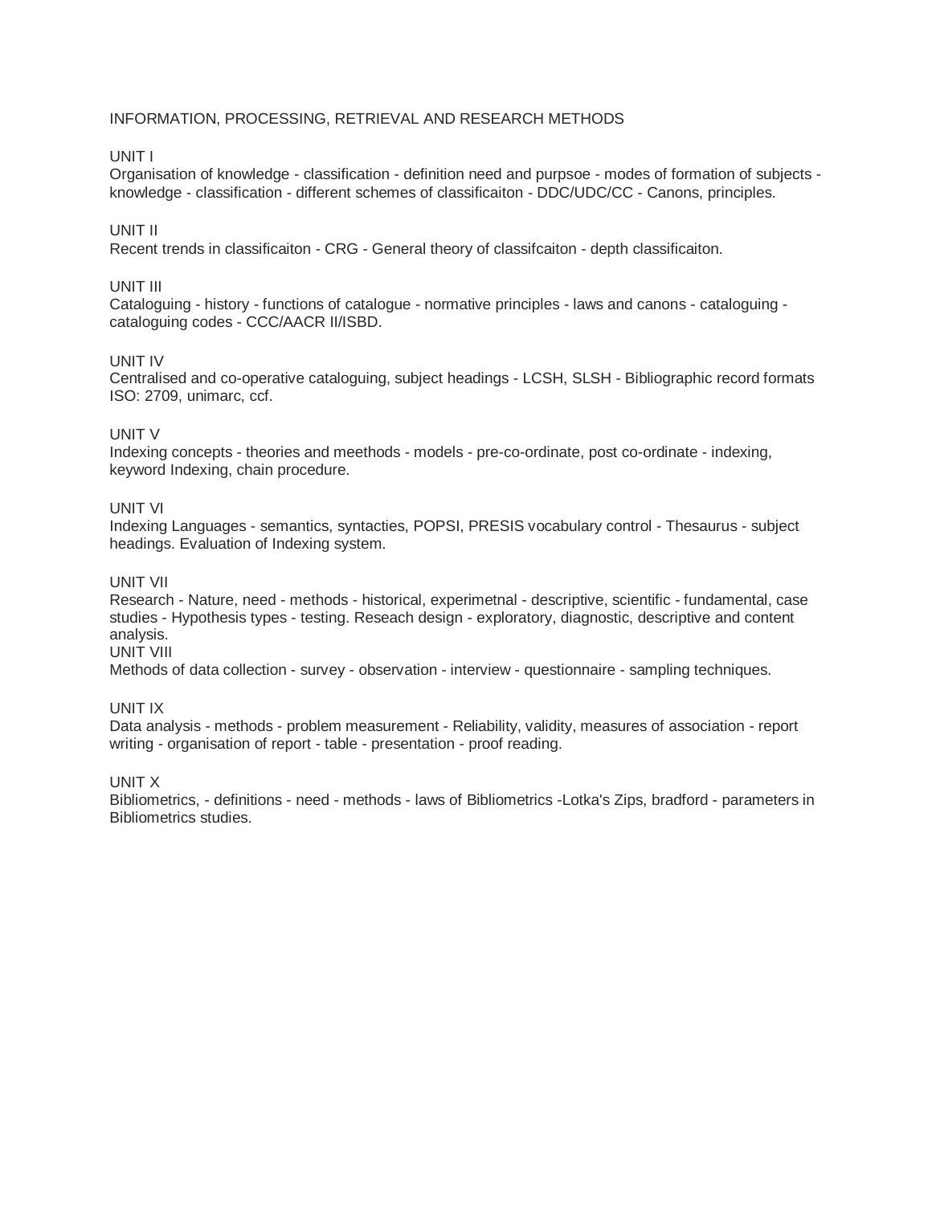# INFORMATION, PROCESSING, RETRIEVAL AND RESEARCH METHODS

## UNIT I

Organisation of knowledge - classification - definition need and purpsoe - modes of formation of subjects - knowledge - classification - different schemes of classificaiton - DDC/UDC/CC - Canons, principles.

## UNIT II

Recent trends in classificaiton - CRG - General theory of classifcaiton - depth classificaiton.

## UNIT III

Cataloguing - history - functions of catalogue - normative principles - laws and canons - cataloguing - cataloguing codes - CCC/AACR II/ISBD.

## UNIT IV

Centralised and co-operative cataloguing, subject headings - LCSH, SLSH - Bibliographic record formats ISO: 2709, unimarc, ccf.

## UNIT V

Indexing concepts - theories and meethods - models - pre-co-ordinate, post co-ordinate - indexing, keyword Indexing, chain procedure.

## UNIT VI

Indexing Languages - semantics, syntacties, POPSI, PRESIS vocabulary control - Thesaurus - subject headings. Evaluation of Indexing system.

## UNIT VII

Research - Nature, need - methods - historical, experimetnal - descriptive, scientific - fundamental, case studies - Hypothesis types - testing. Reseach design - exploratory, diagnostic, descriptive and content analysis.

## UNIT VIII

Methods of data collection - survey - observation - interview - questionnaire - sampling techniques.

## UNIT IX

Data analysis - methods - problem measurement - Reliability, validity, measures of association - report writing - organisation of report - table - presentation - proof reading.

## UNIT X

Bibliometrics, - definitions - need - methods - laws of Bibliometrics -Lotka's Zips, bradford - parameters in Bibliometrics studies.